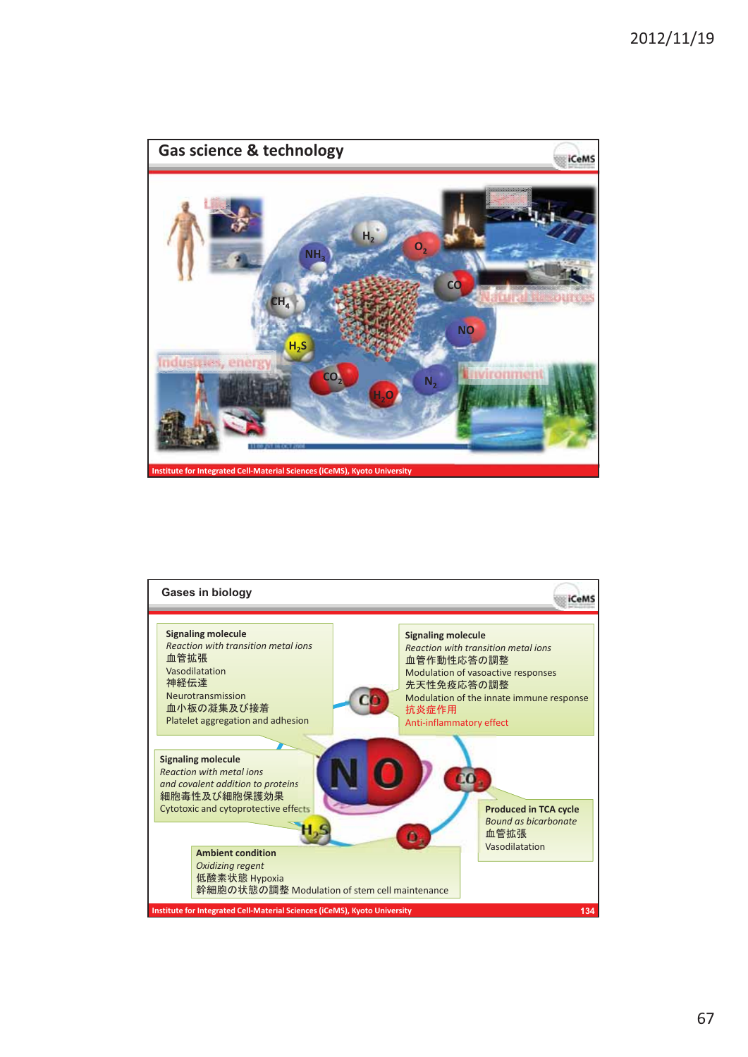## Gas science & technology

Life

Space

Natural Resources

Industries, energy

Environment

$H_2$ $O_2$ $NH_3$ $CH_4$ $CO$ $NO$ $H_2S$ $CO_2$ $H_2O$ $N_2$

Institute for Integrated Cell-Material Sciences (iCeMS), Kyoto University

## Gases in biology

**Signaling molecule**
*Reaction with transition metal ions*
血管拡張
Vasodilatation
神経伝達
Neurotransmission
血小板の凝集及び接着
Platelet aggregation and adhesion

**Signaling molecule**
*Reaction with transition metal ions*
血管作動性応答の調整
Modulation of vasoactive responses
先天性免疫応答の調整
Modulation of the innate immune response
抗炎症作用
Anti-inflammatory effect

**Signaling molecule**
*Reaction with metal ions and covalent addition to proteins*
細胞毒性及び細胞保護効果
Cytotoxic and cytoprotective effects

**Produced in TCA cycle**
*Bound as bicarbonate*
血管拡張
Vasodilatation

**Ambient condition**
*Oxidizing regent*
低酸素状態 Hypoxia
幹細胞の状態の調整 Modulation of stem cell maintenance

$NO$ $CO$ $CO_2$ $O_2$ $H_2S$

Institute for Integrated Cell-Material Sciences (iCeMS), Kyoto University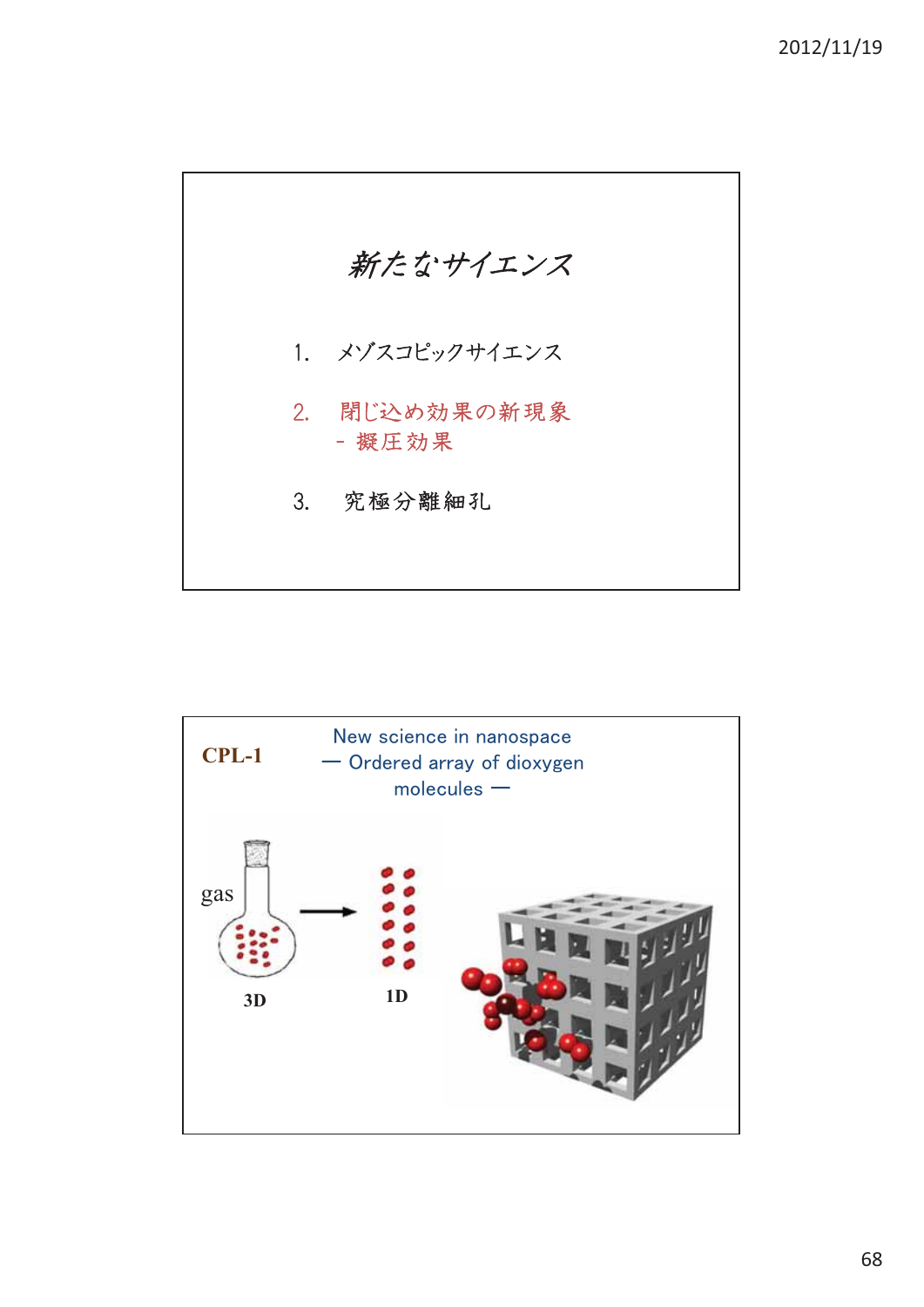## 新たなサイエンス

1. メゾスコピックサイエンス
2. 閉じ込め効果の新現象
   - 擬圧効果
3. 究極分離細孔

---

**CPL-1**

New science in nanospace
— Ordered array of dioxygen molecules —

gas

3D

1D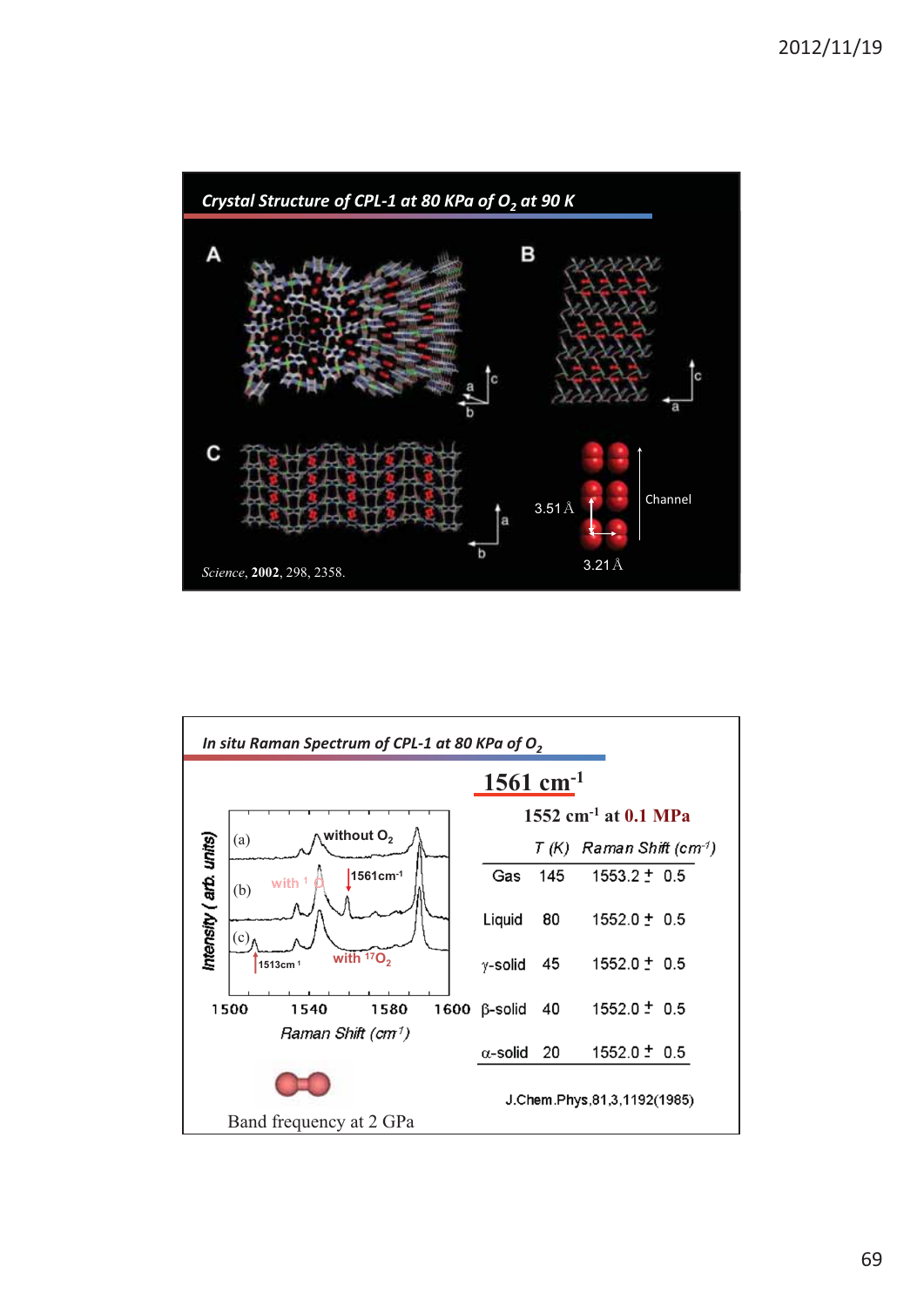## Crystal Structure of CPL-1 at 80 KPa of $O_2$ at 90 K

A B C

Channel

3.51 Å

3.21 Å

*Science*, **2002**, 298, 2358.

## In situ Raman Spectrum of CPL-1 at 80 KPa of $O_2$

(a) without $O_2$

(b) with $^{16}O_2$ — 1561cm$^{-1}$

(c) with $^{17}O_2$ — 1513cm$^{-1}$

Intensity ( arb. units)

1500 1540 1580 1600

Raman Shift (cm$^{-1}$)

Band frequency at 2 GPa

**1561 cm$^{-1}$**

**1552 cm$^{-1}$ at 0.1 MPa**

| | T (K) | Raman Shift (cm$^{-1}$) |
|---|---|---|
| Gas | 145 | 1553.2 ± 0.5 |
| Liquid | 80 | 1552.0 ± 0.5 |
| γ-solid | 45 | 1552.0 ± 0.5 |
| β-solid | 40 | 1552.0 ± 0.5 |
| α-solid | 20 | 1552.0 ± 0.5 |

J.Chem.Phys,81,3,1192(1985)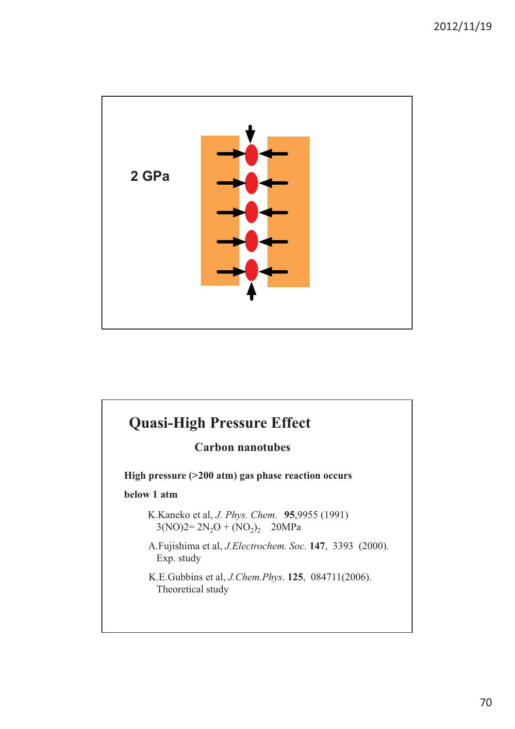2 GPa

# Quasi-High Pressure Effect

### Carbon nanotubes

**High pressure (>200 atm) gas phase reaction occurs**

**below 1 atm**

K.Kaneko et al, *J. Phys. Chem*. **95**,9955 (1991)
$3(NO)2= 2N_2O + (NO_2)_2$ 20MPa

A.Fujishima et al, *J.Electrochem. Soc*. **147**, 3393 (2000).
Exp. study

K.E.Gubbins et al, *J.Chem.Phys*. **125**, 084711(2006).
Theoretical study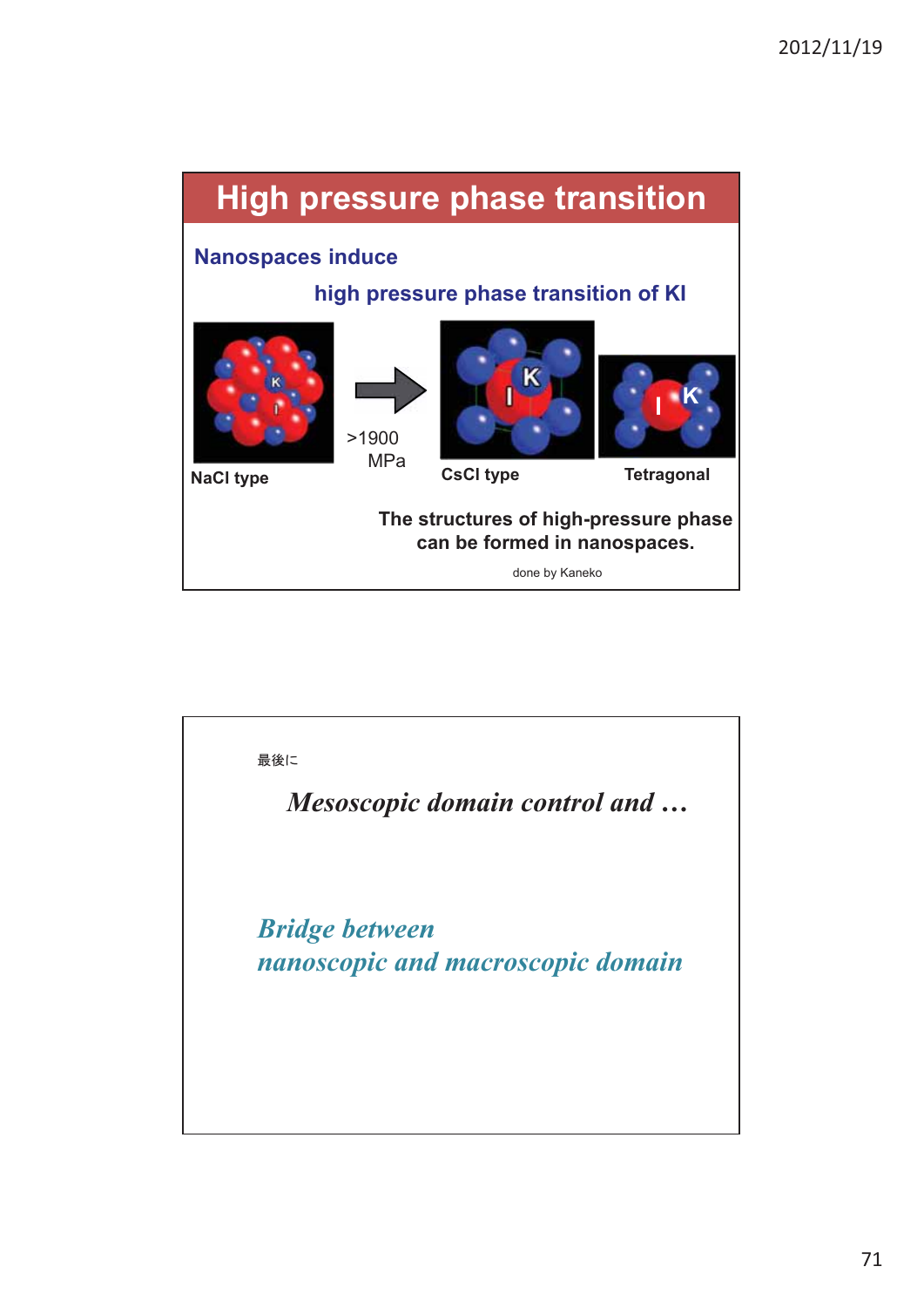# High pressure phase transition

**Nanospaces induce**

**high pressure phase transition of KI**

NaCl type

>1900 MPa

CsCl type

Tetragonal

**The structures of high-pressure phase can be formed in nanospaces.**

done by Kaneko

---

最後に

***Mesoscopic domain control and …***

***Bridge between***
***nanoscopic and macroscopic domain***